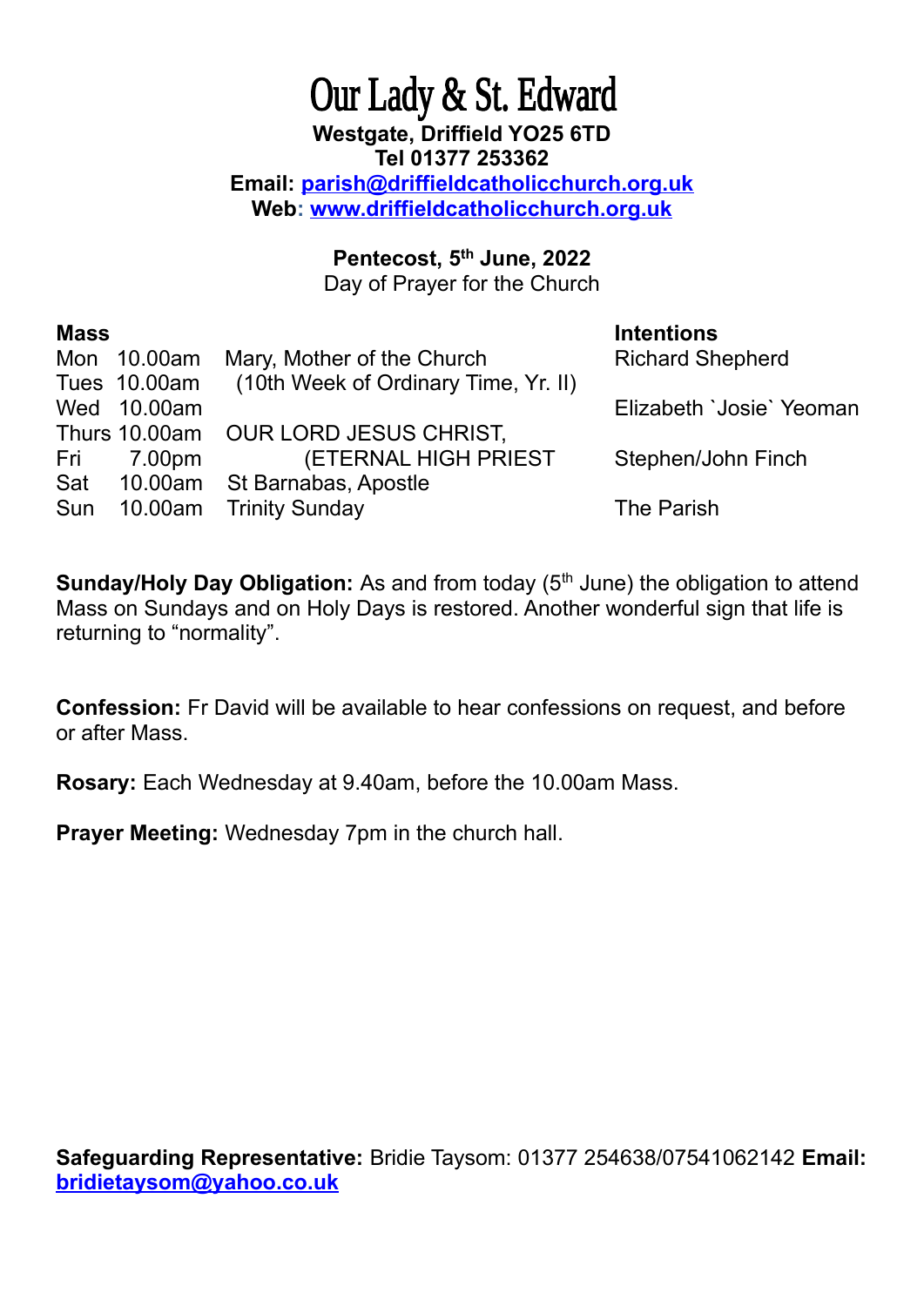# Our Lady & St. Edward

**Westgate, Driffield YO25 6TD**
**Tel 01377 253362**
**Email: parish@driffieldcatholicchurch.org.uk**
**Web: www.driffieldcatholicchurch.org.uk**

**Pentecost, 5th June, 2022**
Day of Prayer for the Church

| **Mass** | | | **Intentions** |
|---|---|---|---|
| Mon | 10.00am | Mary, Mother of the Church | Richard Shepherd |
| Tues | 10.00am | (10th Week of Ordinary Time, Yr. II) | |
| Wed | 10.00am | | Elizabeth `Josie` Yeoman |
| Thurs | 10.00am | OUR LORD JESUS CHRIST, | |
| Fri | 7.00pm | (ETERNAL HIGH PRIEST | Stephen/John Finch |
| Sat | 10.00am | St Barnabas, Apostle | |
| Sun | 10.00am | Trinity Sunday | The Parish |

**Sunday/Holy Day Obligation:** As and from today (5th June) the obligation to attend Mass on Sundays and on Holy Days is restored. Another wonderful sign that life is returning to "normality".

**Confession:** Fr David will be available to hear confessions on request, and before or after Mass.

**Rosary:** Each Wednesday at 9.40am, before the 10.00am Mass.

**Prayer Meeting:** Wednesday 7pm in the church hall.

**Safeguarding Representative:** Bridie Taysom: 01377 254638/07541062142 **Email:** bridietaysom@yahoo.co.uk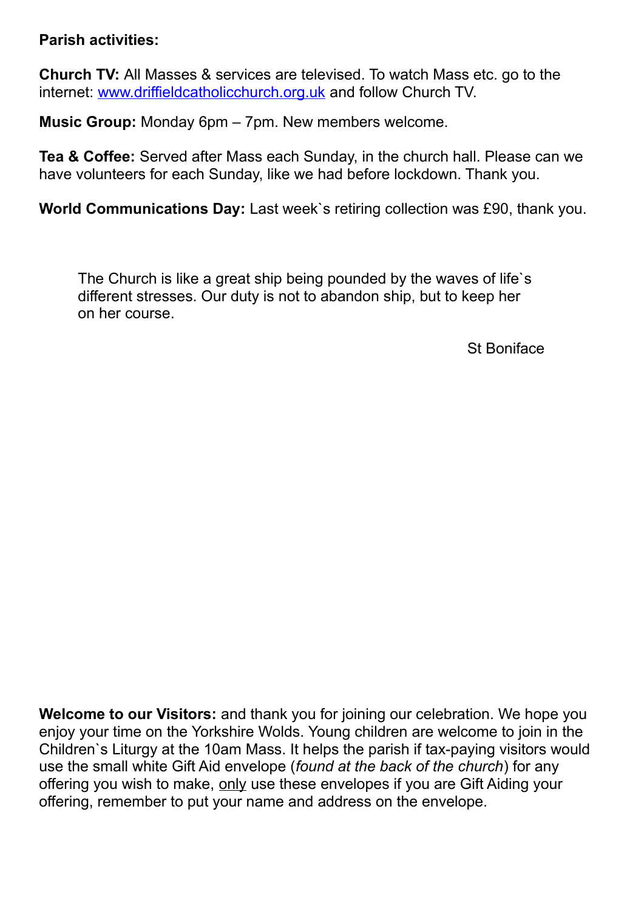**Parish activities:**

**Church TV:** All Masses & services are televised. To watch Mass etc. go to the internet: [www.driffieldcatholicchurch.org.uk](http://www.driffieldcatholicchurch.org.uk) and follow Church TV.

**Music Group:** Monday 6pm – 7pm. New members welcome.

**Tea & Coffee:** Served after Mass each Sunday, in the church hall. Please can we have volunteers for each Sunday, like we had before lockdown. Thank you.

**World Communications Day:** Last week`s retiring collection was £90, thank you.

> The Church is like a great ship being pounded by the waves of life`s different stresses. Our duty is not to abandon ship, but to keep her on her course.
>
> St Boniface

**Welcome to our Visitors:** and thank you for joining our celebration. We hope you enjoy your time on the Yorkshire Wolds. Young children are welcome to join in the Children`s Liturgy at the 10am Mass. It helps the parish if tax-paying visitors would use the small white Gift Aid envelope (*found at the back of the church*) for any offering you wish to make, <u>only</u> use these envelopes if you are Gift Aiding your offering, remember to put your name and address on the envelope.